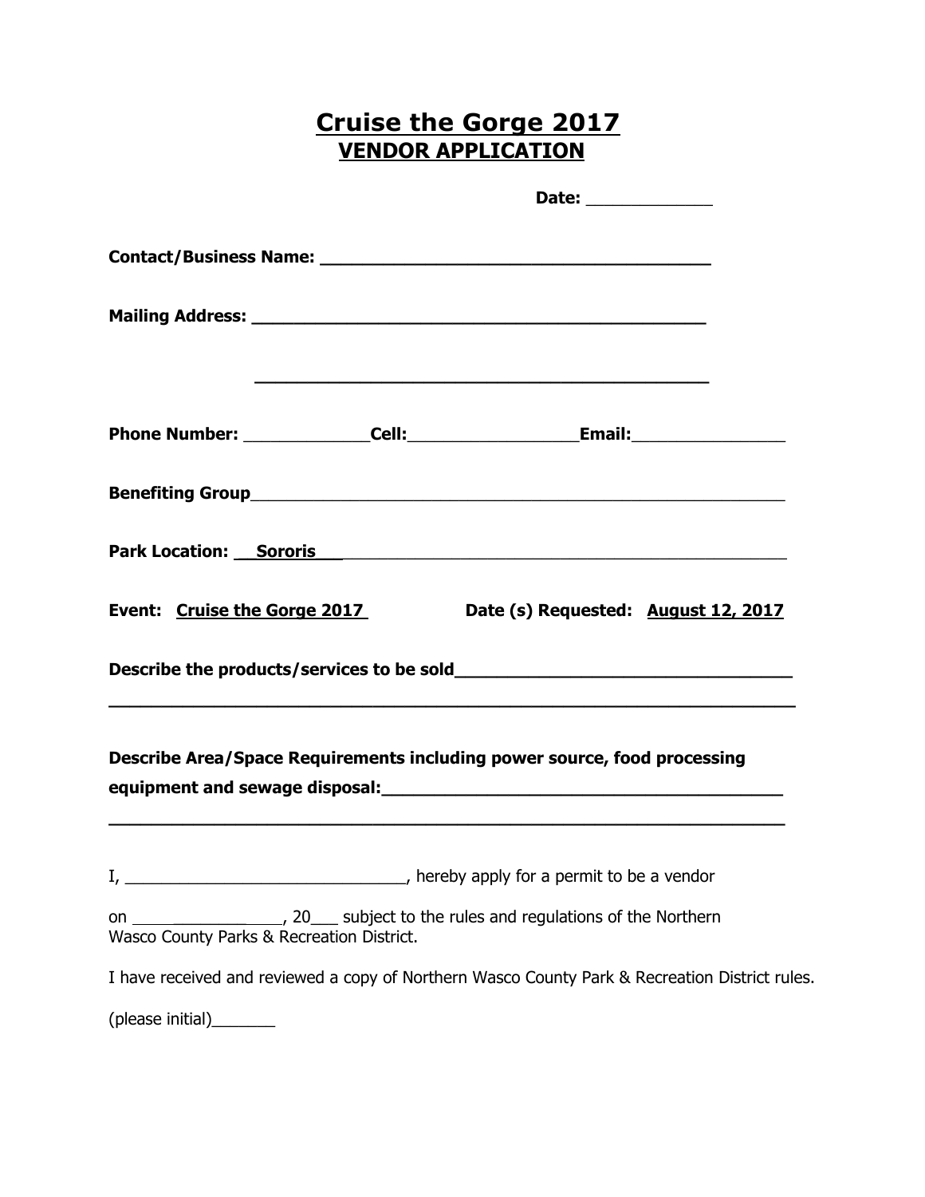# Cruise the Gorge 2017

## VENDOR APPLICATION

**Date:** _____________

**Contact/Business Name:** ______________________________________

**Mailing Address:** ____________________________________________

____________________________________________

**Phone Number:** ____________ **Cell:** ________________ **Email:** _______________

**Benefiting Group** ______________________________________________________

**Park Location:** __**Sororis**__ ____________________________________________

**Event:** **Cruise the Gorge 2017** **Date (s) Requested:** **August 12, 2017**

**Describe the products/services to be sold** _________________________________

__________________________________________________________________

**Describe Area/Space Requirements including power source, food processing equipment and sewage disposal:** ________________________________________

__________________________________________________________________

I, _____________________________, hereby apply for a permit to be a vendor

on _______________, 20___ subject to the rules and regulations of the Northern Wasco County Parks & Recreation District.

I have received and reviewed a copy of Northern Wasco County Park & Recreation District rules.

(please initial)_______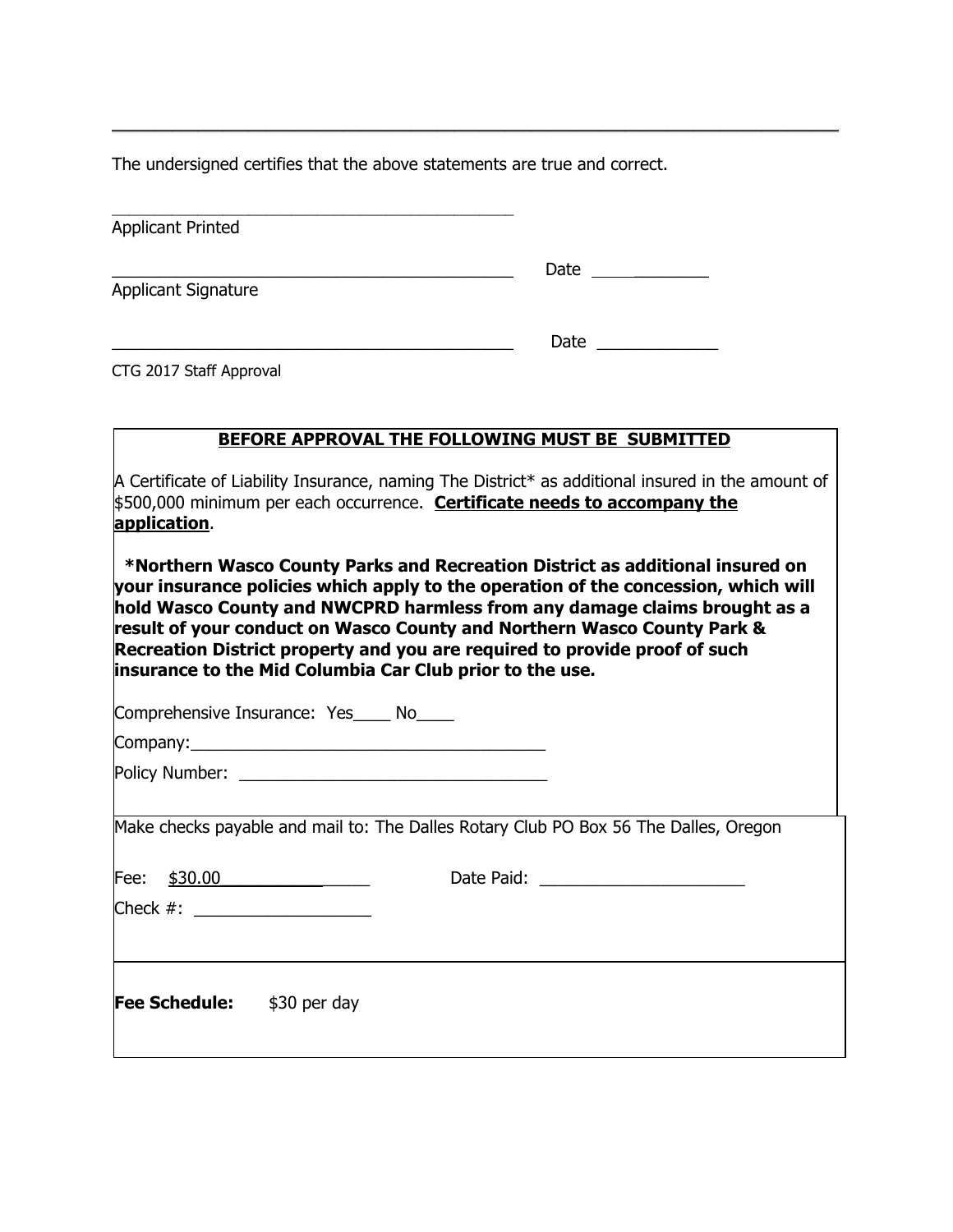---

The undersigned certifies that the above statements are true and correct.

\_\_\_\_\_\_\_\_\_\_\_\_\_\_\_\_\_\_\_\_\_\_\_\_\_\_\_\_\_\_\_\_\_\_\_\_\_\_\_\_\_\_\_\_
Applicant Printed

\_\_\_\_\_\_\_\_\_\_\_\_\_\_\_\_\_\_\_\_\_\_\_\_\_\_\_\_\_\_\_\_\_\_\_\_\_\_\_\_\_\_\_\_ Date \_\_\_\_\_\_\_\_\_\_\_\_\_
Applicant Signature

\_\_\_\_\_\_\_\_\_\_\_\_\_\_\_\_\_\_\_\_\_\_\_\_\_\_\_\_\_\_\_\_\_\_\_\_\_\_\_\_\_\_\_\_ Date \_\_\_\_\_\_\_\_\_\_\_\_\_
CTG 2017 Staff Approval

**BEFORE APPROVAL THE FOLLOWING MUST BE SUBMITTED**

A Certificate of Liability Insurance, naming The District* as additional insured in the amount of $500,000 minimum per each occurrence. **Certificate needs to accompany the application**.

***Northern Wasco County Parks and Recreation District as additional insured on your insurance policies which apply to the operation of the concession, which will hold Wasco County and NWCPRD harmless from any damage claims brought as a result of your conduct on Wasco County and Northern Wasco County Park & Recreation District property and you are required to provide proof of such insurance to the Mid Columbia Car Club prior to the use.**

Comprehensive Insurance: Yes\_\_\_\_ No\_\_\_\_

Company:\_\_\_\_\_\_\_\_\_\_\_\_\_\_\_\_\_\_\_\_\_\_\_\_\_\_\_\_\_\_\_\_\_\_\_\_\_\_\_

Policy Number: \_\_\_\_\_\_\_\_\_\_\_\_\_\_\_\_\_\_\_\_\_\_\_\_\_\_\_\_\_\_\_\_\_

Make checks payable and mail to: The Dalles Rotary Club PO Box 56 The Dalles, Oregon

Fee: $30.00\_\_\_\_\_\_\_\_\_\_\_\_\_\_\_\_ Date Paid: \_\_\_\_\_\_\_\_\_\_\_\_\_\_\_\_\_\_\_\_\_\_

Check #: \_\_\_\_\_\_\_\_\_\_\_\_\_\_\_\_\_\_\_

**Fee Schedule:** $30 per day